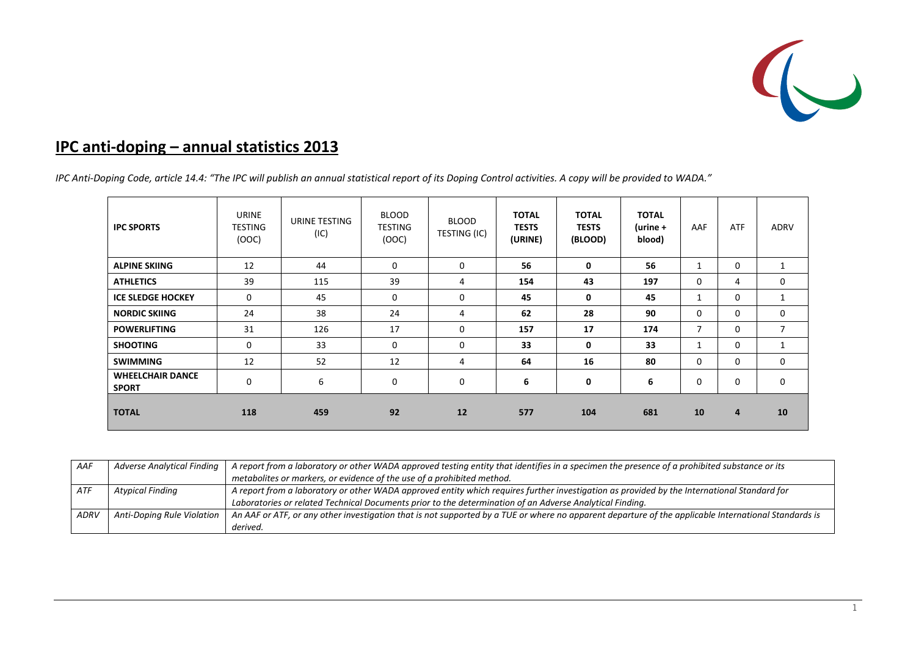# IPC anti-doping – annual statistics 2013

*IPC Anti-Doping Code, article 14.4: "The IPC will publish an annual statistical report of its Doping Control activities. A copy will be provided to WADA."*

| IPC SPORTS | URINE TESTING (OOC) | URINE TESTING (IC) | BLOOD TESTING (OOC) | BLOOD TESTING (IC) | TOTAL TESTS (URINE) | TOTAL TESTS (BLOOD) | TOTAL (urine + blood) | AAF | ATF | ADRV |
|---|---|---|---|---|---|---|---|---|---|---|
| **ALPINE SKIING** | 12 | 44 | 0 | 0 | **56** | **0** | **56** | 1 | 0 | 1 |
| **ATHLETICS** | 39 | 115 | 39 | 4 | **154** | **43** | **197** | 0 | 4 | 0 |
| **ICE SLEDGE HOCKEY** | 0 | 45 | 0 | 0 | **45** | **0** | **45** | 1 | 0 | 1 |
| **NORDIC SKIING** | 24 | 38 | 24 | 4 | **62** | **28** | **90** | 0 | 0 | 0 |
| **POWERLIFTING** | 31 | 126 | 17 | 0 | **157** | **17** | **174** | 7 | 0 | 7 |
| **SHOOTING** | 0 | 33 | 0 | 0 | **33** | **0** | **33** | 1 | 0 | 1 |
| **SWIMMING** | 12 | 52 | 12 | 4 | **64** | **16** | **80** | 0 | 0 | 0 |
| **WHEELCHAIR DANCE SPORT** | 0 | 6 | 0 | 0 | **6** | **0** | **6** | 0 | 0 | 0 |
| **TOTAL** | **118** | **459** | **92** | **12** | **577** | **104** | **681** | **10** | **4** | **10** |

| | | |
|---|---|---|
| *AAF* | *Adverse Analytical Finding* | *A report from a laboratory or other WADA approved testing entity that identifies in a specimen the presence of a prohibited substance or its metabolites or markers, or evidence of the use of a prohibited method.* |
| *ATF* | *Atypical Finding* | *A report from a laboratory or other WADA approved entity which requires further investigation as provided by the International Standard for Laboratories or related Technical Documents prior to the determination of an Adverse Analytical Finding.* |
| *ADRV* | *Anti-Doping Rule Violation* | *An AAF or ATF, or any other investigation that is not supported by a TUE or where no apparent departure of the applicable International Standards is derived.* |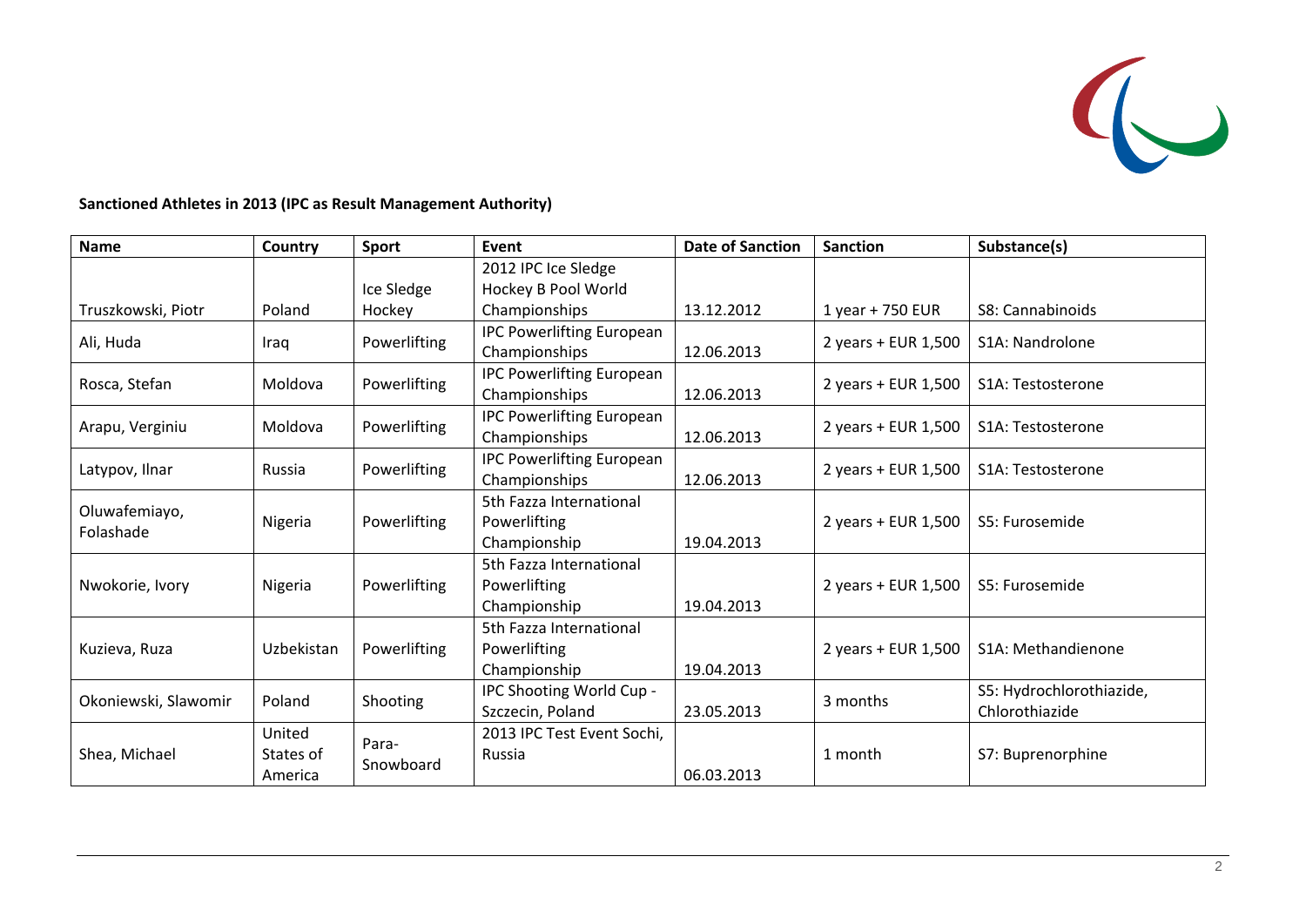**Sanctioned Athletes in 2013 (IPC as Result Management Authority)**

| Name | Country | Sport | Event | Date of Sanction | Sanction | Substance(s) |
|---|---|---|---|---|---|---|
| Truszkowski, Piotr | Poland | Ice Sledge Hockey | 2012 IPC Ice Sledge Hockey B Pool World Championships | 13.12.2012 | 1 year + 750 EUR | S8: Cannabinoids |
| Ali, Huda | Iraq | Powerlifting | IPC Powerlifting European Championships | 12.06.2013 | 2 years + EUR 1,500 | S1A: Nandrolone |
| Rosca, Stefan | Moldova | Powerlifting | IPC Powerlifting European Championships | 12.06.2013 | 2 years + EUR 1,500 | S1A: Testosterone |
| Arapu, Verginiu | Moldova | Powerlifting | IPC Powerlifting European Championships | 12.06.2013 | 2 years + EUR 1,500 | S1A: Testosterone |
| Latypov, Ilnar | Russia | Powerlifting | IPC Powerlifting European Championships | 12.06.2013 | 2 years + EUR 1,500 | S1A: Testosterone |
| Oluwafemiayo, Folashade | Nigeria | Powerlifting | 5th Fazza International Powerlifting Championship | 19.04.2013 | 2 years + EUR 1,500 | S5: Furosemide |
| Nwokorie, Ivory | Nigeria | Powerlifting | 5th Fazza International Powerlifting Championship | 19.04.2013 | 2 years + EUR 1,500 | S5: Furosemide |
| Kuzieva, Ruza | Uzbekistan | Powerlifting | 5th Fazza International Powerlifting Championship | 19.04.2013 | 2 years + EUR 1,500 | S1A: Methandienone |
| Okoniewski, Slawomir | Poland | Shooting | IPC Shooting World Cup - Szczecin, Poland | 23.05.2013 | 3 months | S5: Hydrochlorothiazide, Chlorothiazide |
| Shea, Michael | United States of America | Para-Snowboard | 2013 IPC Test Event Sochi, Russia | 06.03.2013 | 1 month | S7: Buprenorphine |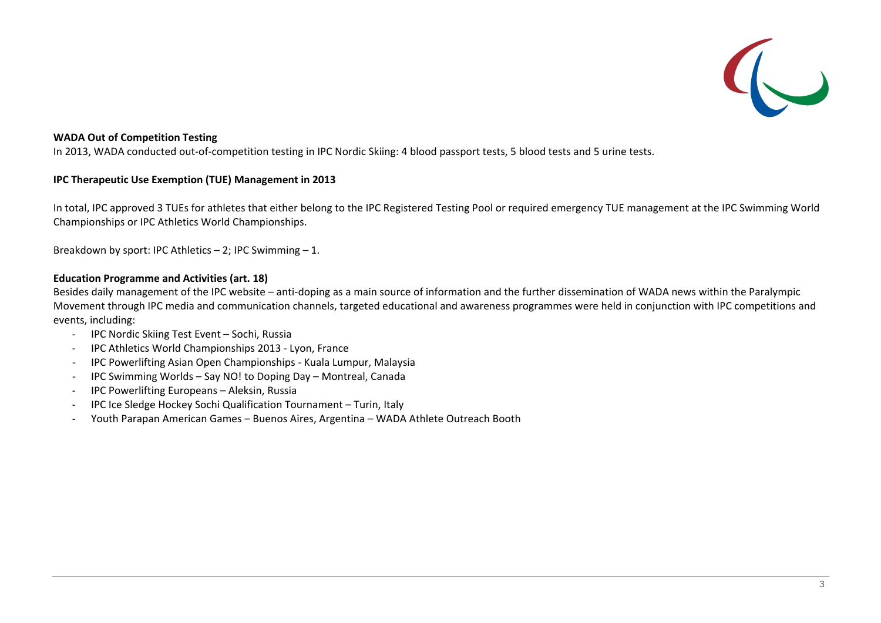**WADA Out of Competition Testing**

In 2013, WADA conducted out-of-competition testing in IPC Nordic Skiing: 4 blood passport tests, 5 blood tests and 5 urine tests.

**IPC Therapeutic Use Exemption (TUE) Management in 2013**

In total, IPC approved 3 TUEs for athletes that either belong to the IPC Registered Testing Pool or required emergency TUE management at the IPC Swimming World Championships or IPC Athletics World Championships.

Breakdown by sport: IPC Athletics – 2; IPC Swimming – 1.

**Education Programme and Activities (art. 18)**

Besides daily management of the IPC website – anti-doping as a main source of information and the further dissemination of WADA news within the Paralympic Movement through IPC media and communication channels, targeted educational and awareness programmes were held in conjunction with IPC competitions and events, including:

- IPC Nordic Skiing Test Event – Sochi, Russia
- IPC Athletics World Championships 2013 - Lyon, France
- IPC Powerlifting Asian Open Championships - Kuala Lumpur, Malaysia
- IPC Swimming Worlds – Say NO! to Doping Day – Montreal, Canada
- IPC Powerlifting Europeans – Aleksin, Russia
- IPC Ice Sledge Hockey Sochi Qualification Tournament – Turin, Italy
- Youth Parapan American Games – Buenos Aires, Argentina – WADA Athlete Outreach Booth